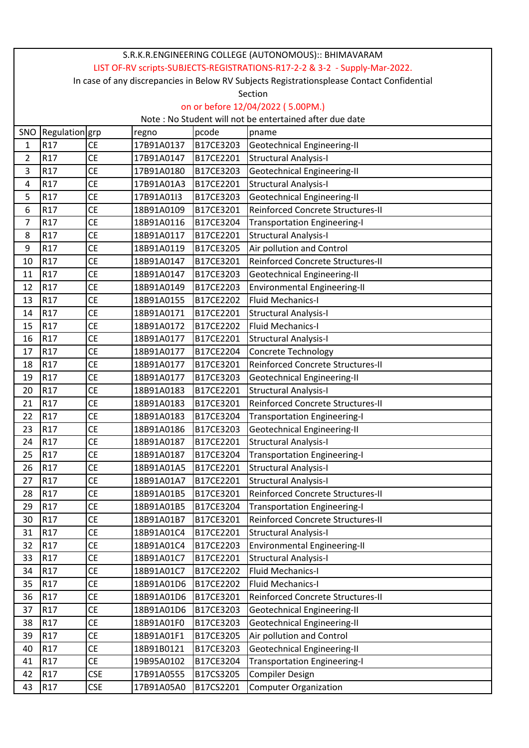S.R.K.R.ENGINEERING COLLEGE (AUTONOMOUS):: BHIMAVARAM

LIST OF-RV scripts-SUBJECTS-REGISTRATIONS-R17-2-2 & 3-2 - Supply-Mar-2022.

In case of any discrepancies in Below RV Subjects Registrationsplease Contact Confidential Section

on or before 12/04/2022 ( 5.00PM.)

Note : No Student will not be entertained after due date

| SNO | Regulation | grp | regno | pcode | pname |
|---|---|---|---|---|---|
| 1 | R17 | CE | 17B91A0137 | B17CE3203 | Geotechnical Engineering-II |
| 2 | R17 | CE | 17B91A0147 | B17CE2201 | Structural Analysis-I |
| 3 | R17 | CE | 17B91A0180 | B17CE3203 | Geotechnical Engineering-II |
| 4 | R17 | CE | 17B91A01A3 | B17CE2201 | Structural Analysis-I |
| 5 | R17 | CE | 17B91A01I3 | B17CE3203 | Geotechnical Engineering-II |
| 6 | R17 | CE | 18B91A0109 | B17CE3201 | Reinforced Concrete Structures-II |
| 7 | R17 | CE | 18B91A0116 | B17CE3204 | Transportation Engineering-I |
| 8 | R17 | CE | 18B91A0117 | B17CE2201 | Structural Analysis-I |
| 9 | R17 | CE | 18B91A0119 | B17CE3205 | Air pollution and Control |
| 10 | R17 | CE | 18B91A0147 | B17CE3201 | Reinforced Concrete Structures-II |
| 11 | R17 | CE | 18B91A0147 | B17CE3203 | Geotechnical Engineering-II |
| 12 | R17 | CE | 18B91A0149 | B17CE2203 | Environmental Engineering-II |
| 13 | R17 | CE | 18B91A0155 | B17CE2202 | Fluid Mechanics-I |
| 14 | R17 | CE | 18B91A0171 | B17CE2201 | Structural Analysis-I |
| 15 | R17 | CE | 18B91A0172 | B17CE2202 | Fluid Mechanics-I |
| 16 | R17 | CE | 18B91A0177 | B17CE2201 | Structural Analysis-I |
| 17 | R17 | CE | 18B91A0177 | B17CE2204 | Concrete Technology |
| 18 | R17 | CE | 18B91A0177 | B17CE3201 | Reinforced Concrete Structures-II |
| 19 | R17 | CE | 18B91A0177 | B17CE3203 | Geotechnical Engineering-II |
| 20 | R17 | CE | 18B91A0183 | B17CE2201 | Structural Analysis-I |
| 21 | R17 | CE | 18B91A0183 | B17CE3201 | Reinforced Concrete Structures-II |
| 22 | R17 | CE | 18B91A0183 | B17CE3204 | Transportation Engineering-I |
| 23 | R17 | CE | 18B91A0186 | B17CE3203 | Geotechnical Engineering-II |
| 24 | R17 | CE | 18B91A0187 | B17CE2201 | Structural Analysis-I |
| 25 | R17 | CE | 18B91A0187 | B17CE3204 | Transportation Engineering-I |
| 26 | R17 | CE | 18B91A01A5 | B17CE2201 | Structural Analysis-I |
| 27 | R17 | CE | 18B91A01A7 | B17CE2201 | Structural Analysis-I |
| 28 | R17 | CE | 18B91A01B5 | B17CE3201 | Reinforced Concrete Structures-II |
| 29 | R17 | CE | 18B91A01B5 | B17CE3204 | Transportation Engineering-I |
| 30 | R17 | CE | 18B91A01B7 | B17CE3201 | Reinforced Concrete Structures-II |
| 31 | R17 | CE | 18B91A01C4 | B17CE2201 | Structural Analysis-I |
| 32 | R17 | CE | 18B91A01C4 | B17CE2203 | Environmental Engineering-II |
| 33 | R17 | CE | 18B91A01C7 | B17CE2201 | Structural Analysis-I |
| 34 | R17 | CE | 18B91A01C7 | B17CE2202 | Fluid Mechanics-I |
| 35 | R17 | CE | 18B91A01D6 | B17CE2202 | Fluid Mechanics-I |
| 36 | R17 | CE | 18B91A01D6 | B17CE3201 | Reinforced Concrete Structures-II |
| 37 | R17 | CE | 18B91A01D6 | B17CE3203 | Geotechnical Engineering-II |
| 38 | R17 | CE | 18B91A01F0 | B17CE3203 | Geotechnical Engineering-II |
| 39 | R17 | CE | 18B91A01F1 | B17CE3205 | Air pollution and Control |
| 40 | R17 | CE | 18B91B0121 | B17CE3203 | Geotechnical Engineering-II |
| 41 | R17 | CE | 19B95A0102 | B17CE3204 | Transportation Engineering-I |
| 42 | R17 | CSE | 17B91A0555 | B17CS3205 | Compiler Design |
| 43 | R17 | CSE | 17B91A05A0 | B17CS2201 | Computer Organization |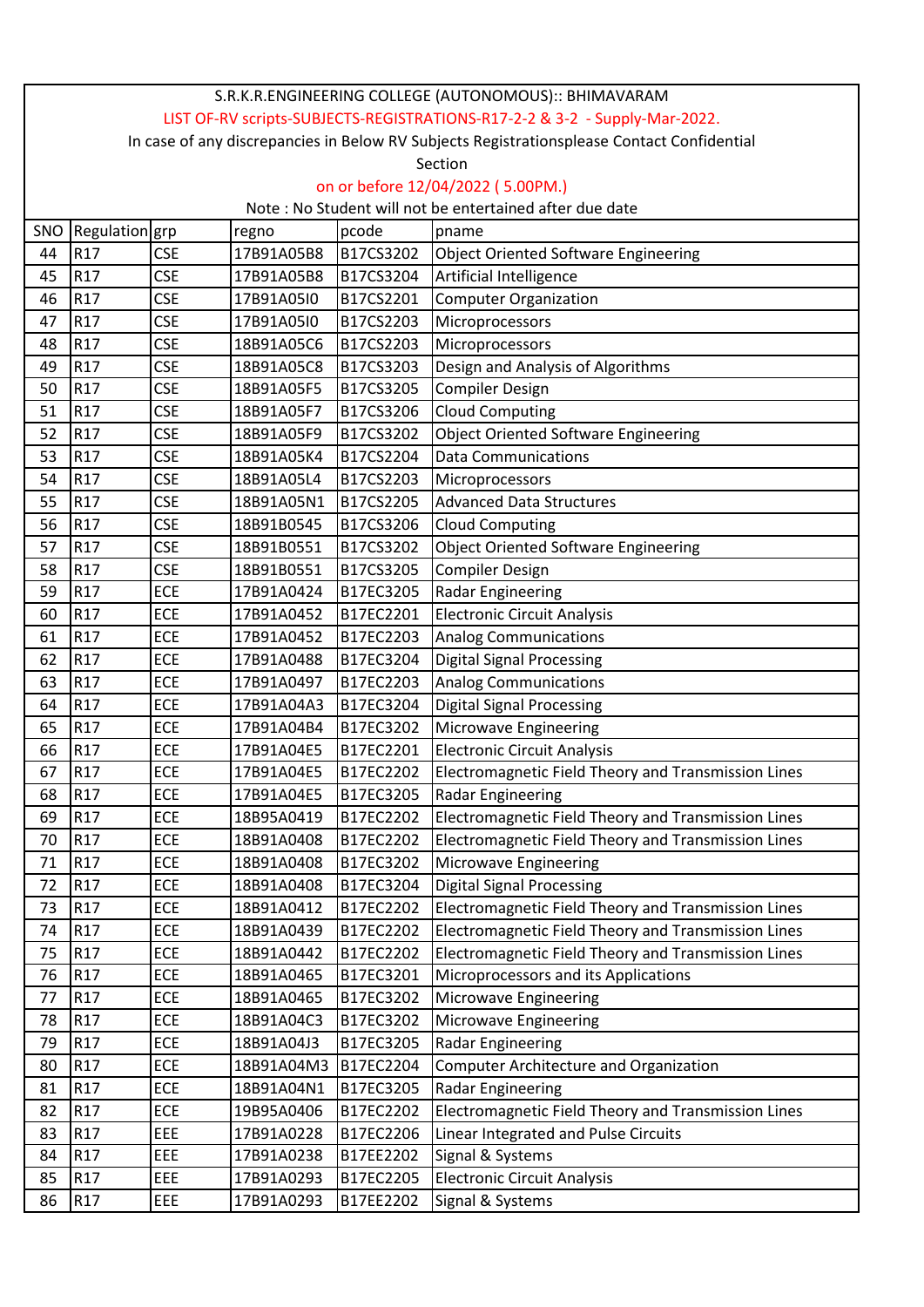S.R.K.R.ENGINEERING COLLEGE (AUTONOMOUS):: BHIMAVARAM

LIST OF-RV scripts-SUBJECTS-REGISTRATIONS-R17-2-2 & 3-2 - Supply-Mar-2022.

In case of any discrepancies in Below RV Subjects Registrationsplease Contact Confidential Section

on or before 12/04/2022 ( 5.00PM.)

Note : No Student will not be entertained after due date

| SNO | Regulation | grp | regno | pcode | pname |
|---|---|---|---|---|---|
| 44 | R17 | CSE | 17B91A05B8 | B17CS3202 | Object Oriented Software Engineering |
| 45 | R17 | CSE | 17B91A05B8 | B17CS3204 | Artificial Intelligence |
| 46 | R17 | CSE | 17B91A05I0 | B17CS2201 | Computer Organization |
| 47 | R17 | CSE | 17B91A05I0 | B17CS2203 | Microprocessors |
| 48 | R17 | CSE | 18B91A05C6 | B17CS2203 | Microprocessors |
| 49 | R17 | CSE | 18B91A05C8 | B17CS3203 | Design and Analysis of Algorithms |
| 50 | R17 | CSE | 18B91A05F5 | B17CS3205 | Compiler Design |
| 51 | R17 | CSE | 18B91A05F7 | B17CS3206 | Cloud Computing |
| 52 | R17 | CSE | 18B91A05F9 | B17CS3202 | Object Oriented Software Engineering |
| 53 | R17 | CSE | 18B91A05K4 | B17CS2204 | Data Communications |
| 54 | R17 | CSE | 18B91A05L4 | B17CS2203 | Microprocessors |
| 55 | R17 | CSE | 18B91A05N1 | B17CS2205 | Advanced Data Structures |
| 56 | R17 | CSE | 18B91B0545 | B17CS3206 | Cloud Computing |
| 57 | R17 | CSE | 18B91B0551 | B17CS3202 | Object Oriented Software Engineering |
| 58 | R17 | CSE | 18B91B0551 | B17CS3205 | Compiler Design |
| 59 | R17 | ECE | 17B91A0424 | B17EC3205 | Radar Engineering |
| 60 | R17 | ECE | 17B91A0452 | B17EC2201 | Electronic Circuit Analysis |
| 61 | R17 | ECE | 17B91A0452 | B17EC2203 | Analog Communications |
| 62 | R17 | ECE | 17B91A0488 | B17EC3204 | Digital Signal Processing |
| 63 | R17 | ECE | 17B91A0497 | B17EC2203 | Analog Communications |
| 64 | R17 | ECE | 17B91A04A3 | B17EC3204 | Digital Signal Processing |
| 65 | R17 | ECE | 17B91A04B4 | B17EC3202 | Microwave Engineering |
| 66 | R17 | ECE | 17B91A04E5 | B17EC2201 | Electronic Circuit Analysis |
| 67 | R17 | ECE | 17B91A04E5 | B17EC2202 | Electromagnetic Field Theory and Transmission Lines |
| 68 | R17 | ECE | 17B91A04E5 | B17EC3205 | Radar Engineering |
| 69 | R17 | ECE | 18B95A0419 | B17EC2202 | Electromagnetic Field Theory and Transmission Lines |
| 70 | R17 | ECE | 18B91A0408 | B17EC2202 | Electromagnetic Field Theory and Transmission Lines |
| 71 | R17 | ECE | 18B91A0408 | B17EC3202 | Microwave Engineering |
| 72 | R17 | ECE | 18B91A0408 | B17EC3204 | Digital Signal Processing |
| 73 | R17 | ECE | 18B91A0412 | B17EC2202 | Electromagnetic Field Theory and Transmission Lines |
| 74 | R17 | ECE | 18B91A0439 | B17EC2202 | Electromagnetic Field Theory and Transmission Lines |
| 75 | R17 | ECE | 18B91A0442 | B17EC2202 | Electromagnetic Field Theory and Transmission Lines |
| 76 | R17 | ECE | 18B91A0465 | B17EC3201 | Microprocessors and its Applications |
| 77 | R17 | ECE | 18B91A0465 | B17EC3202 | Microwave Engineering |
| 78 | R17 | ECE | 18B91A04C3 | B17EC3202 | Microwave Engineering |
| 79 | R17 | ECE | 18B91A04J3 | B17EC3205 | Radar Engineering |
| 80 | R17 | ECE | 18B91A04M3 | B17EC2204 | Computer Architecture and Organization |
| 81 | R17 | ECE | 18B91A04N1 | B17EC3205 | Radar Engineering |
| 82 | R17 | ECE | 19B95A0406 | B17EC2202 | Electromagnetic Field Theory and Transmission Lines |
| 83 | R17 | EEE | 17B91A0228 | B17EC2206 | Linear Integrated and Pulse Circuits |
| 84 | R17 | EEE | 17B91A0238 | B17EE2202 | Signal & Systems |
| 85 | R17 | EEE | 17B91A0293 | B17EC2205 | Electronic Circuit Analysis |
| 86 | R17 | EEE | 17B91A0293 | B17EE2202 | Signal & Systems |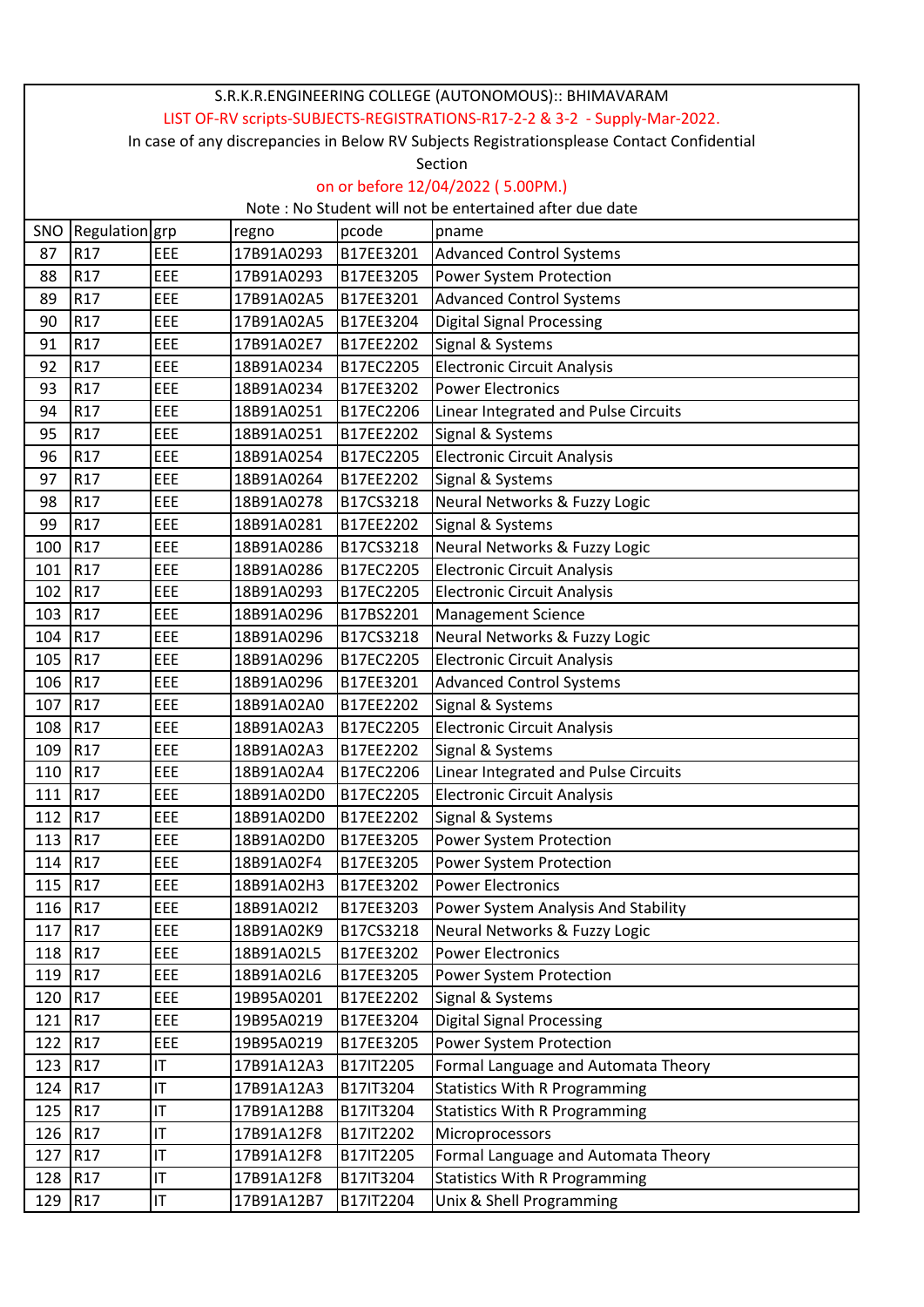S.R.K.R.ENGINEERING COLLEGE (AUTONOMOUS):: BHIMAVARAM

LIST OF-RV scripts-SUBJECTS-REGISTRATIONS-R17-2-2 & 3-2 - Supply-Mar-2022.

In case of any discrepancies in Below RV Subjects Registrationsplease Contact Confidential Section

on or before 12/04/2022 ( 5.00PM.)

Note : No Student will not be entertained after due date

| SNO | Regulation | grp | regno | pcode | pname |
|---|---|---|---|---|---|
| 87 | R17 | EEE | 17B91A0293 | B17EE3201 | Advanced Control Systems |
| 88 | R17 | EEE | 17B91A0293 | B17EE3205 | Power System Protection |
| 89 | R17 | EEE | 17B91A02A5 | B17EE3201 | Advanced Control Systems |
| 90 | R17 | EEE | 17B91A02A5 | B17EE3204 | Digital Signal Processing |
| 91 | R17 | EEE | 17B91A02E7 | B17EE2202 | Signal & Systems |
| 92 | R17 | EEE | 18B91A0234 | B17EC2205 | Electronic Circuit Analysis |
| 93 | R17 | EEE | 18B91A0234 | B17EE3202 | Power Electronics |
| 94 | R17 | EEE | 18B91A0251 | B17EC2206 | Linear Integrated and Pulse Circuits |
| 95 | R17 | EEE | 18B91A0251 | B17EE2202 | Signal & Systems |
| 96 | R17 | EEE | 18B91A0254 | B17EC2205 | Electronic Circuit Analysis |
| 97 | R17 | EEE | 18B91A0264 | B17EE2202 | Signal & Systems |
| 98 | R17 | EEE | 18B91A0278 | B17CS3218 | Neural Networks & Fuzzy Logic |
| 99 | R17 | EEE | 18B91A0281 | B17EE2202 | Signal & Systems |
| 100 | R17 | EEE | 18B91A0286 | B17CS3218 | Neural Networks & Fuzzy Logic |
| 101 | R17 | EEE | 18B91A0286 | B17EC2205 | Electronic Circuit Analysis |
| 102 | R17 | EEE | 18B91A0293 | B17EC2205 | Electronic Circuit Analysis |
| 103 | R17 | EEE | 18B91A0296 | B17BS2201 | Management Science |
| 104 | R17 | EEE | 18B91A0296 | B17CS3218 | Neural Networks & Fuzzy Logic |
| 105 | R17 | EEE | 18B91A0296 | B17EC2205 | Electronic Circuit Analysis |
| 106 | R17 | EEE | 18B91A0296 | B17EE3201 | Advanced Control Systems |
| 107 | R17 | EEE | 18B91A02A0 | B17EE2202 | Signal & Systems |
| 108 | R17 | EEE | 18B91A02A3 | B17EC2205 | Electronic Circuit Analysis |
| 109 | R17 | EEE | 18B91A02A3 | B17EE2202 | Signal & Systems |
| 110 | R17 | EEE | 18B91A02A4 | B17EC2206 | Linear Integrated and Pulse Circuits |
| 111 | R17 | EEE | 18B91A02D0 | B17EC2205 | Electronic Circuit Analysis |
| 112 | R17 | EEE | 18B91A02D0 | B17EE2202 | Signal & Systems |
| 113 | R17 | EEE | 18B91A02D0 | B17EE3205 | Power System Protection |
| 114 | R17 | EEE | 18B91A02F4 | B17EE3205 | Power System Protection |
| 115 | R17 | EEE | 18B91A02H3 | B17EE3202 | Power Electronics |
| 116 | R17 | EEE | 18B91A02I2 | B17EE3203 | Power System Analysis And Stability |
| 117 | R17 | EEE | 18B91A02K9 | B17CS3218 | Neural Networks & Fuzzy Logic |
| 118 | R17 | EEE | 18B91A02L5 | B17EE3202 | Power Electronics |
| 119 | R17 | EEE | 18B91A02L6 | B17EE3205 | Power System Protection |
| 120 | R17 | EEE | 19B95A0201 | B17EE2202 | Signal & Systems |
| 121 | R17 | EEE | 19B95A0219 | B17EE3204 | Digital Signal Processing |
| 122 | R17 | EEE | 19B95A0219 | B17EE3205 | Power System Protection |
| 123 | R17 | IT | 17B91A12A3 | B17IT2205 | Formal Language and Automata Theory |
| 124 | R17 | IT | 17B91A12A3 | B17IT3204 | Statistics With R Programming |
| 125 | R17 | IT | 17B91A12B8 | B17IT3204 | Statistics With R Programming |
| 126 | R17 | IT | 17B91A12F8 | B17IT2202 | Microprocessors |
| 127 | R17 | IT | 17B91A12F8 | B17IT2205 | Formal Language and Automata Theory |
| 128 | R17 | IT | 17B91A12F8 | B17IT3204 | Statistics With R Programming |
| 129 | R17 | IT | 17B91A12B7 | B17IT2204 | Unix & Shell Programming |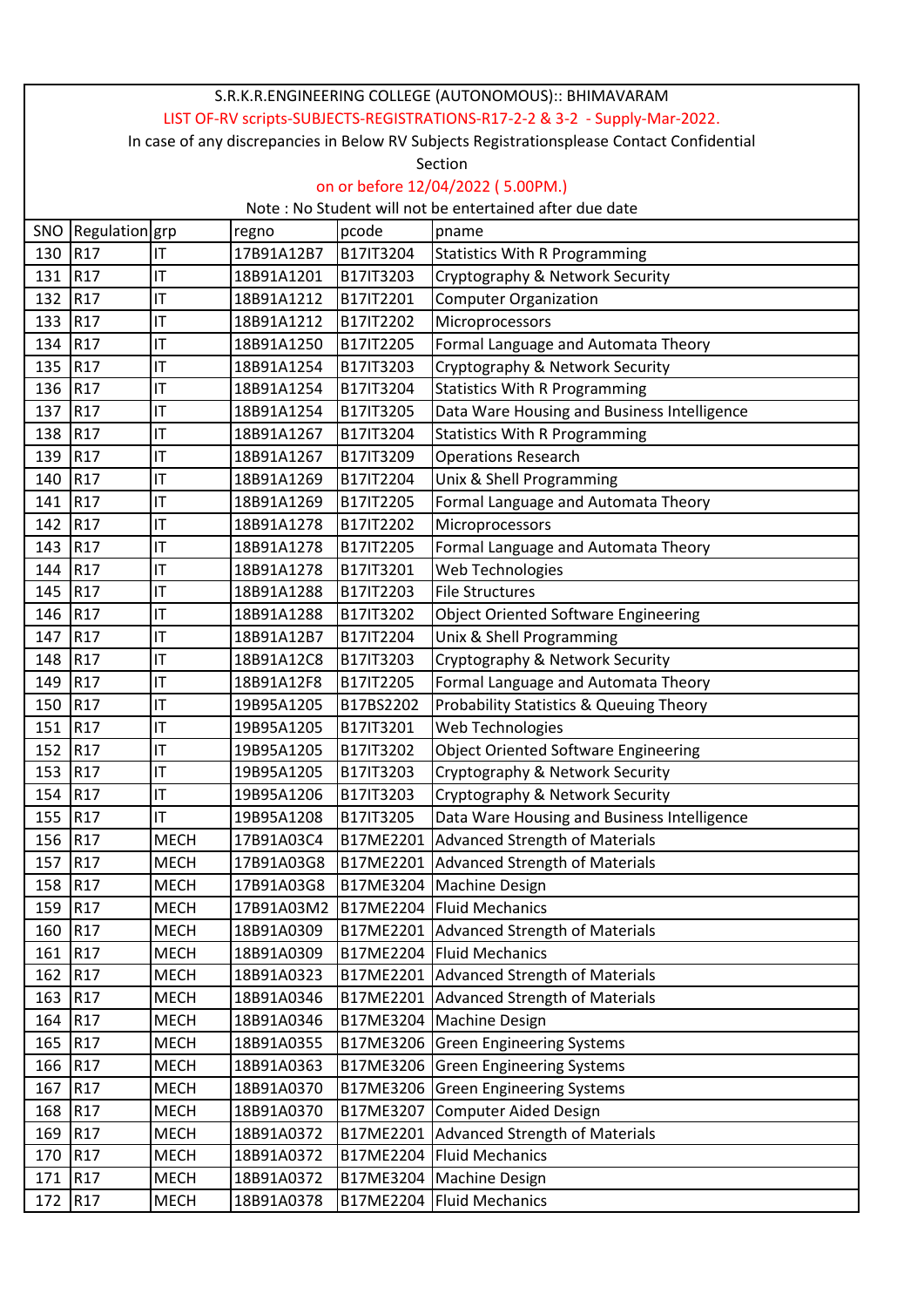S.R.K.R.ENGINEERING COLLEGE (AUTONOMOUS):: BHIMAVARAM

LIST OF-RV scripts-SUBJECTS-REGISTRATIONS-R17-2-2 & 3-2 - Supply-Mar-2022.

In case of any discrepancies in Below RV Subjects Registrationsplease Contact Confidential Section

on or before 12/04/2022 ( 5.00PM.)

Note : No Student will not be entertained after due date

| SNO | Regulation | grp | regno | pcode | pname |
|---|---|---|---|---|---|
| 130 | R17 | IT | 17B91A12B7 | B17IT3204 | Statistics With R Programming |
| 131 | R17 | IT | 18B91A1201 | B17IT3203 | Cryptography & Network Security |
| 132 | R17 | IT | 18B91A1212 | B17IT2201 | Computer Organization |
| 133 | R17 | IT | 18B91A1212 | B17IT2202 | Microprocessors |
| 134 | R17 | IT | 18B91A1250 | B17IT2205 | Formal Language and Automata Theory |
| 135 | R17 | IT | 18B91A1254 | B17IT3203 | Cryptography & Network Security |
| 136 | R17 | IT | 18B91A1254 | B17IT3204 | Statistics With R Programming |
| 137 | R17 | IT | 18B91A1254 | B17IT3205 | Data Ware Housing and Business Intelligence |
| 138 | R17 | IT | 18B91A1267 | B17IT3204 | Statistics With R Programming |
| 139 | R17 | IT | 18B91A1267 | B17IT3209 | Operations Research |
| 140 | R17 | IT | 18B91A1269 | B17IT2204 | Unix & Shell Programming |
| 141 | R17 | IT | 18B91A1269 | B17IT2205 | Formal Language and Automata Theory |
| 142 | R17 | IT | 18B91A1278 | B17IT2202 | Microprocessors |
| 143 | R17 | IT | 18B91A1278 | B17IT2205 | Formal Language and Automata Theory |
| 144 | R17 | IT | 18B91A1278 | B17IT3201 | Web Technologies |
| 145 | R17 | IT | 18B91A1288 | B17IT2203 | File Structures |
| 146 | R17 | IT | 18B91A1288 | B17IT3202 | Object Oriented Software Engineering |
| 147 | R17 | IT | 18B91A12B7 | B17IT2204 | Unix & Shell Programming |
| 148 | R17 | IT | 18B91A12C8 | B17IT3203 | Cryptography & Network Security |
| 149 | R17 | IT | 18B91A12F8 | B17IT2205 | Formal Language and Automata Theory |
| 150 | R17 | IT | 19B95A1205 | B17BS2202 | Probability Statistics & Queuing Theory |
| 151 | R17 | IT | 19B95A1205 | B17IT3201 | Web Technologies |
| 152 | R17 | IT | 19B95A1205 | B17IT3202 | Object Oriented Software Engineering |
| 153 | R17 | IT | 19B95A1205 | B17IT3203 | Cryptography & Network Security |
| 154 | R17 | IT | 19B95A1206 | B17IT3203 | Cryptography & Network Security |
| 155 | R17 | IT | 19B95A1208 | B17IT3205 | Data Ware Housing and Business Intelligence |
| 156 | R17 | MECH | 17B91A03C4 | B17ME2201 | Advanced Strength of Materials |
| 157 | R17 | MECH | 17B91A03G8 | B17ME2201 | Advanced Strength of Materials |
| 158 | R17 | MECH | 17B91A03G8 | B17ME3204 | Machine Design |
| 159 | R17 | MECH | 17B91A03M2 | B17ME2204 | Fluid Mechanics |
| 160 | R17 | MECH | 18B91A0309 | B17ME2201 | Advanced Strength of Materials |
| 161 | R17 | MECH | 18B91A0309 | B17ME2204 | Fluid Mechanics |
| 162 | R17 | MECH | 18B91A0323 | B17ME2201 | Advanced Strength of Materials |
| 163 | R17 | MECH | 18B91A0346 | B17ME2201 | Advanced Strength of Materials |
| 164 | R17 | MECH | 18B91A0346 | B17ME3204 | Machine Design |
| 165 | R17 | MECH | 18B91A0355 | B17ME3206 | Green Engineering Systems |
| 166 | R17 | MECH | 18B91A0363 | B17ME3206 | Green Engineering Systems |
| 167 | R17 | MECH | 18B91A0370 | B17ME3206 | Green Engineering Systems |
| 168 | R17 | MECH | 18B91A0370 | B17ME3207 | Computer Aided Design |
| 169 | R17 | MECH | 18B91A0372 | B17ME2201 | Advanced Strength of Materials |
| 170 | R17 | MECH | 18B91A0372 | B17ME2204 | Fluid Mechanics |
| 171 | R17 | MECH | 18B91A0372 | B17ME3204 | Machine Design |
| 172 | R17 | MECH | 18B91A0378 | B17ME2204 | Fluid Mechanics |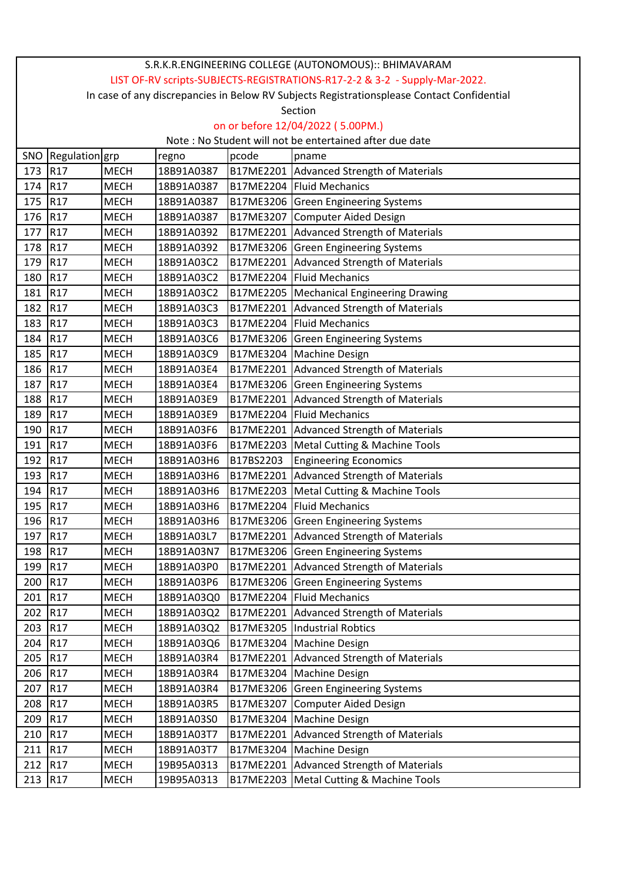S.R.K.R.ENGINEERING COLLEGE (AUTONOMOUS):: BHIMAVARAM

LIST OF-RV scripts-SUBJECTS-REGISTRATIONS-R17-2-2 & 3-2 - Supply-Mar-2022.

In case of any discrepancies in Below RV Subjects Registrationsplease Contact Confidential Section

on or before 12/04/2022 ( 5.00PM.)

Note : No Student will not be entertained after due date

| SNO | Regulation | grp | regno | pcode | pname |
|---|---|---|---|---|---|
| 173 | R17 | MECH | 18B91A0387 | B17ME2201 | Advanced Strength of Materials |
| 174 | R17 | MECH | 18B91A0387 | B17ME2204 | Fluid Mechanics |
| 175 | R17 | MECH | 18B91A0387 | B17ME3206 | Green Engineering Systems |
| 176 | R17 | MECH | 18B91A0387 | B17ME3207 | Computer Aided Design |
| 177 | R17 | MECH | 18B91A0392 | B17ME2201 | Advanced Strength of Materials |
| 178 | R17 | MECH | 18B91A0392 | B17ME3206 | Green Engineering Systems |
| 179 | R17 | MECH | 18B91A03C2 | B17ME2201 | Advanced Strength of Materials |
| 180 | R17 | MECH | 18B91A03C2 | B17ME2204 | Fluid Mechanics |
| 181 | R17 | MECH | 18B91A03C2 | B17ME2205 | Mechanical Engineering Drawing |
| 182 | R17 | MECH | 18B91A03C3 | B17ME2201 | Advanced Strength of Materials |
| 183 | R17 | MECH | 18B91A03C3 | B17ME2204 | Fluid Mechanics |
| 184 | R17 | MECH | 18B91A03C6 | B17ME3206 | Green Engineering Systems |
| 185 | R17 | MECH | 18B91A03C9 | B17ME3204 | Machine Design |
| 186 | R17 | MECH | 18B91A03E4 | B17ME2201 | Advanced Strength of Materials |
| 187 | R17 | MECH | 18B91A03E4 | B17ME3206 | Green Engineering Systems |
| 188 | R17 | MECH | 18B91A03E9 | B17ME2201 | Advanced Strength of Materials |
| 189 | R17 | MECH | 18B91A03E9 | B17ME2204 | Fluid Mechanics |
| 190 | R17 | MECH | 18B91A03F6 | B17ME2201 | Advanced Strength of Materials |
| 191 | R17 | MECH | 18B91A03F6 | B17ME2203 | Metal Cutting & Machine Tools |
| 192 | R17 | MECH | 18B91A03H6 | B17BS2203 | Engineering Economics |
| 193 | R17 | MECH | 18B91A03H6 | B17ME2201 | Advanced Strength of Materials |
| 194 | R17 | MECH | 18B91A03H6 | B17ME2203 | Metal Cutting & Machine Tools |
| 195 | R17 | MECH | 18B91A03H6 | B17ME2204 | Fluid Mechanics |
| 196 | R17 | MECH | 18B91A03H6 | B17ME3206 | Green Engineering Systems |
| 197 | R17 | MECH | 18B91A03L7 | B17ME2201 | Advanced Strength of Materials |
| 198 | R17 | MECH | 18B91A03N7 | B17ME3206 | Green Engineering Systems |
| 199 | R17 | MECH | 18B91A03P0 | B17ME2201 | Advanced Strength of Materials |
| 200 | R17 | MECH | 18B91A03P6 | B17ME3206 | Green Engineering Systems |
| 201 | R17 | MECH | 18B91A03Q0 | B17ME2204 | Fluid Mechanics |
| 202 | R17 | MECH | 18B91A03Q2 | B17ME2201 | Advanced Strength of Materials |
| 203 | R17 | MECH | 18B91A03Q2 | B17ME3205 | Industrial Robtics |
| 204 | R17 | MECH | 18B91A03Q6 | B17ME3204 | Machine Design |
| 205 | R17 | MECH | 18B91A03R4 | B17ME2201 | Advanced Strength of Materials |
| 206 | R17 | MECH | 18B91A03R4 | B17ME3204 | Machine Design |
| 207 | R17 | MECH | 18B91A03R4 | B17ME3206 | Green Engineering Systems |
| 208 | R17 | MECH | 18B91A03R5 | B17ME3207 | Computer Aided Design |
| 209 | R17 | MECH | 18B91A03S0 | B17ME3204 | Machine Design |
| 210 | R17 | MECH | 18B91A03T7 | B17ME2201 | Advanced Strength of Materials |
| 211 | R17 | MECH | 18B91A03T7 | B17ME3204 | Machine Design |
| 212 | R17 | MECH | 19B95A0313 | B17ME2201 | Advanced Strength of Materials |
| 213 | R17 | MECH | 19B95A0313 | B17ME2203 | Metal Cutting & Machine Tools |